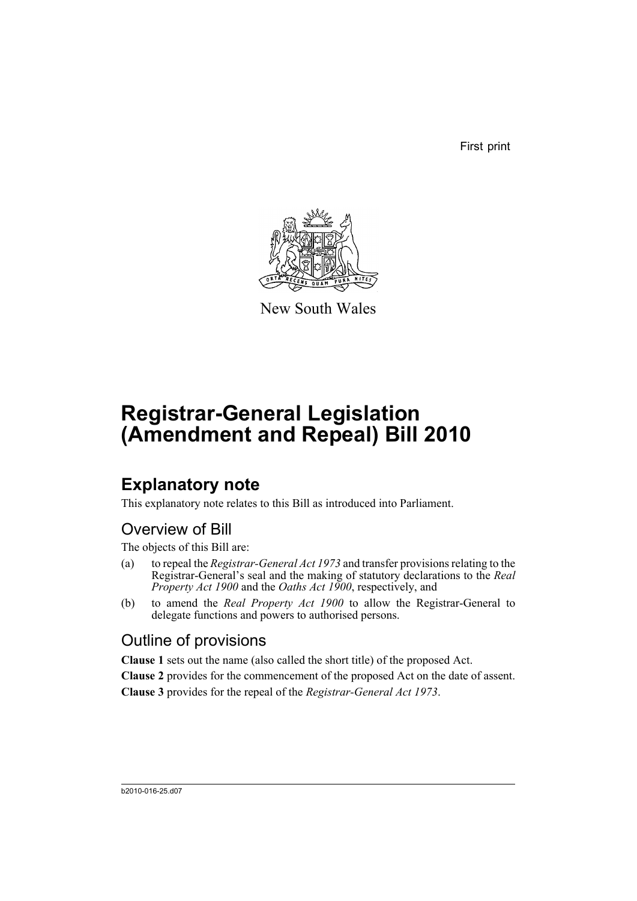First print

New South Wales

# Registrar-General Legislation (Amendment and Repeal) Bill 2010

## Explanatory note

This explanatory note relates to this Bill as introduced into Parliament.

### Overview of Bill

The objects of this Bill are:

(a) to repeal the *Registrar-General Act 1973* and transfer provisions relating to the Registrar-General's seal and the making of statutory declarations to the *Real Property Act 1900* and the *Oaths Act 1900*, respectively, and

(b) to amend the *Real Property Act 1900* to allow the Registrar-General to delegate functions and powers to authorised persons.

### Outline of provisions

**Clause 1** sets out the name (also called the short title) of the proposed Act.

**Clause 2** provides for the commencement of the proposed Act on the date of assent.

**Clause 3** provides for the repeal of the *Registrar-General Act 1973*.

b2010-016-25.d07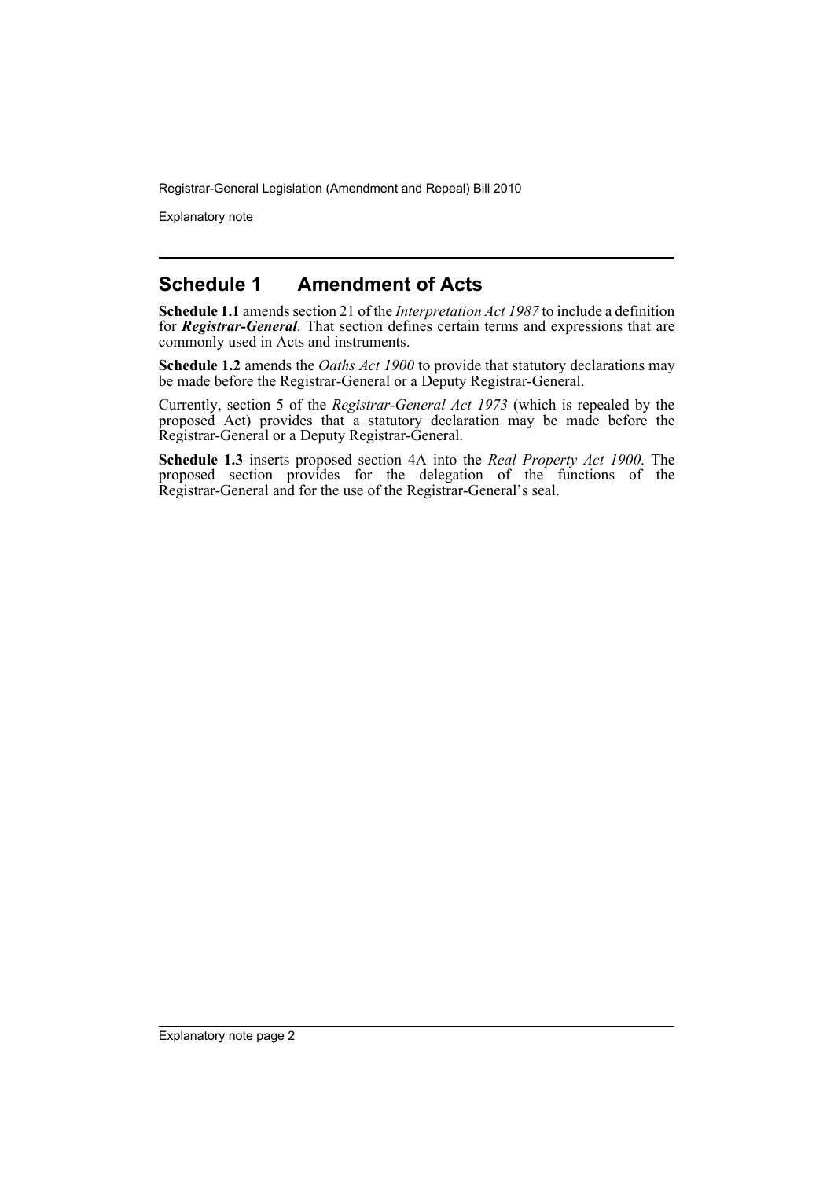## Schedule 1 Amendment of Acts

**Schedule 1.1** amends section 21 of the *Interpretation Act 1987* to include a definition for ***Registrar-General***. That section defines certain terms and expressions that are commonly used in Acts and instruments.

**Schedule 1.2** amends the *Oaths Act 1900* to provide that statutory declarations may be made before the Registrar-General or a Deputy Registrar-General.

Currently, section 5 of the *Registrar-General Act 1973* (which is repealed by the proposed Act) provides that a statutory declaration may be made before the Registrar-General or a Deputy Registrar-General.

**Schedule 1.3** inserts proposed section 4A into the *Real Property Act 1900*. The proposed section provides for the delegation of the functions of the Registrar-General and for the use of the Registrar-General's seal.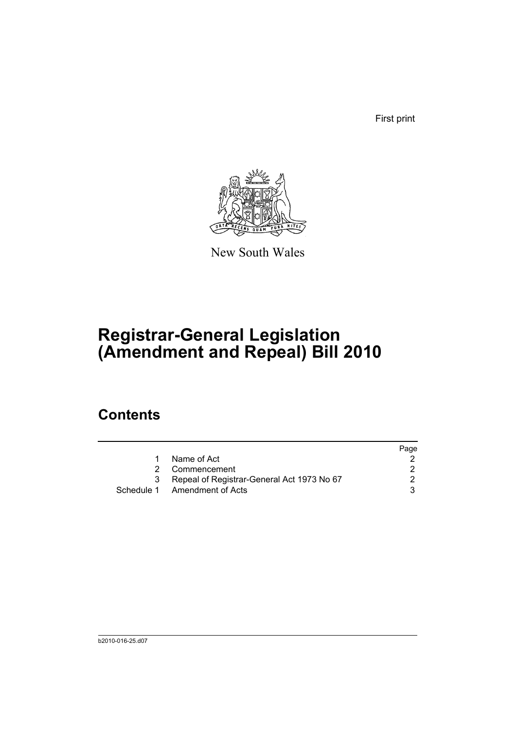First print

New South Wales

# Registrar-General Legislation (Amendment and Repeal) Bill 2010

## Contents

| | | Page |
|---|---|---|
| 1 | Name of Act | 2 |
| 2 | Commencement | 2 |
| 3 | Repeal of Registrar-General Act 1973 No 67 | 2 |
| Schedule 1 | Amendment of Acts | 3 |

b2010-016-25.d07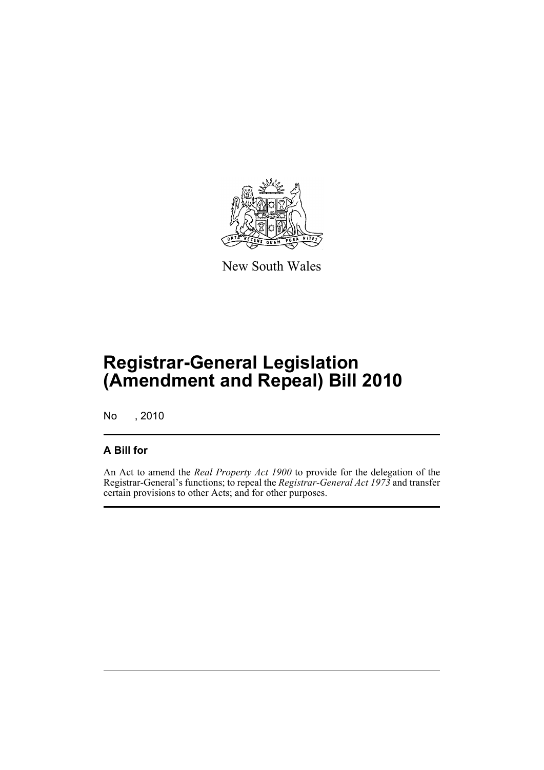New South Wales

# Registrar-General Legislation (Amendment and Repeal) Bill 2010

No , 2010

## A Bill for

An Act to amend the *Real Property Act 1900* to provide for the delegation of the Registrar-General's functions; to repeal the *Registrar-General Act 1973* and transfer certain provisions to other Acts; and for other purposes.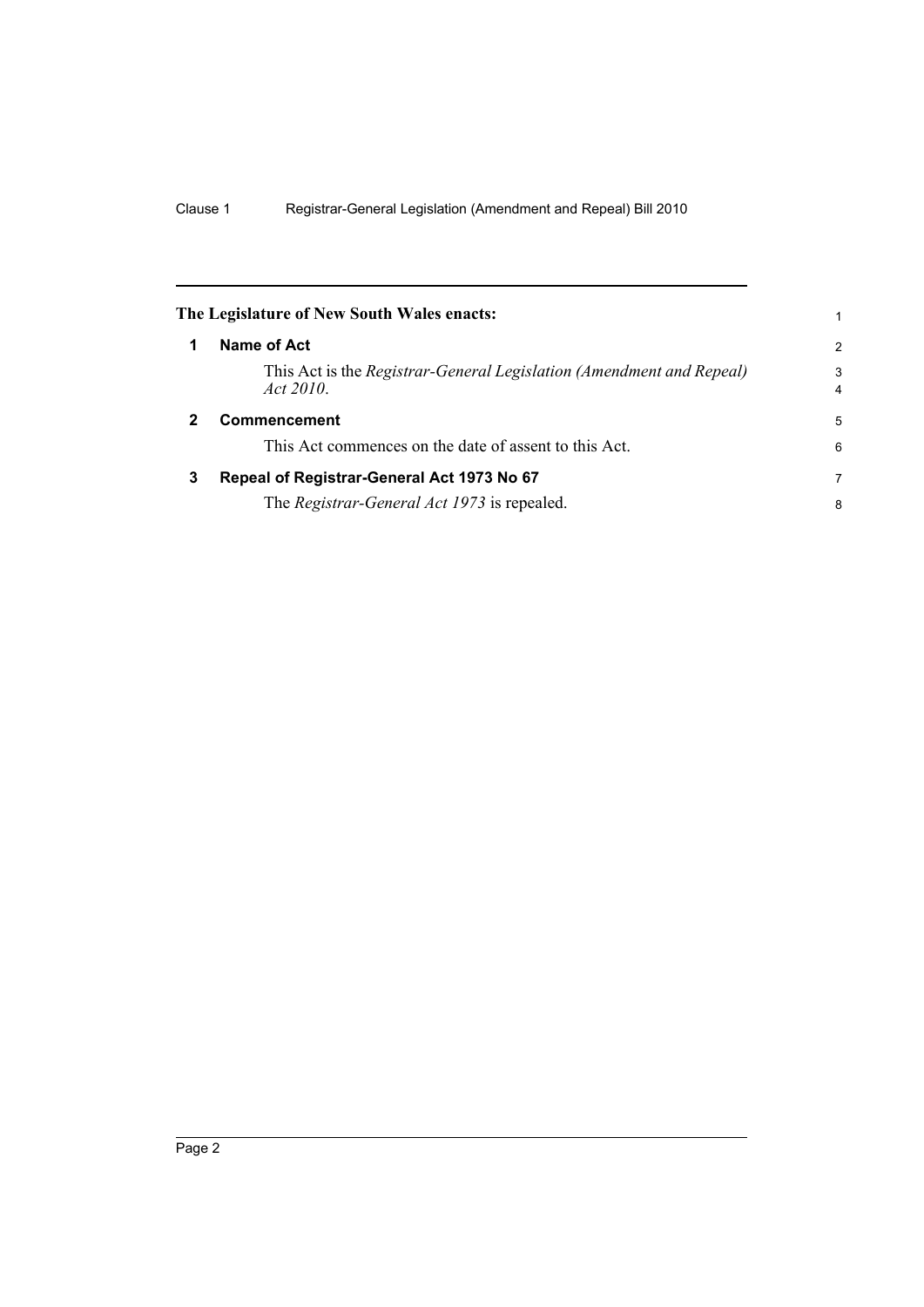**The Legislature of New South Wales enacts:**

## 1 Name of Act

This Act is the *Registrar-General Legislation (Amendment and Repeal) Act 2010*.

## 2 Commencement

This Act commences on the date of assent to this Act.

## 3 Repeal of Registrar-General Act 1973 No 67

The *Registrar-General Act 1973* is repealed.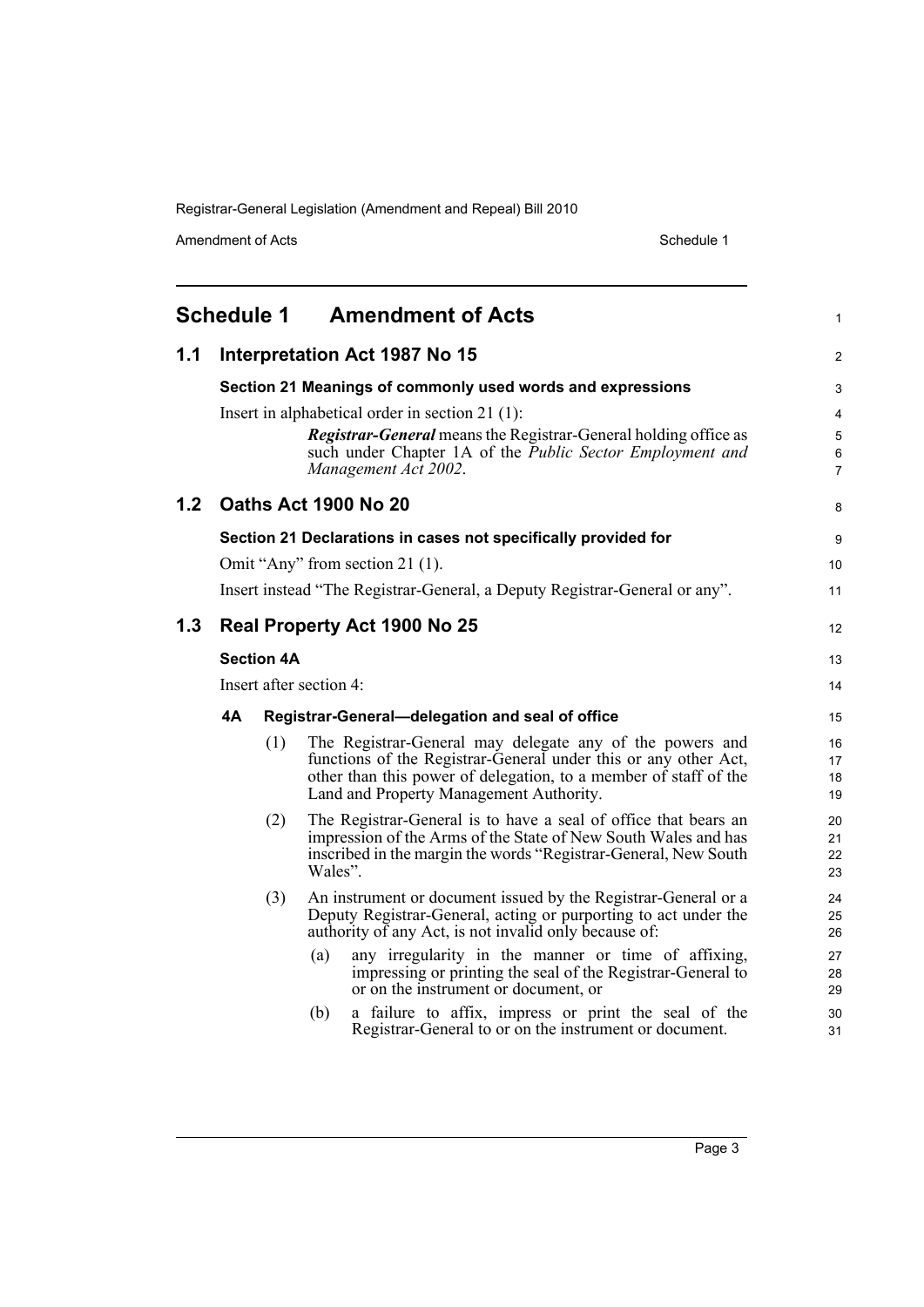# Schedule 1 Amendment of Acts

## 1.1 Interpretation Act 1987 No 15

### Section 21 Meanings of commonly used words and expressions

Insert in alphabetical order in section 21 (1):

> ***Registrar-General*** means the Registrar-General holding office as such under Chapter 1A of the *Public Sector Employment and Management Act 2002*.

## 1.2 Oaths Act 1900 No 20

### Section 21 Declarations in cases not specifically provided for

Omit "Any" from section 21 (1).

Insert instead "The Registrar-General, a Deputy Registrar-General or any".

## 1.3 Real Property Act 1900 No 25

### Section 4A

Insert after section 4:

#### 4A Registrar-General—delegation and seal of office

(1) The Registrar-General may delegate any of the powers and functions of the Registrar-General under this or any other Act, other than this power of delegation, to a member of staff of the Land and Property Management Authority.

(2) The Registrar-General is to have a seal of office that bears an impression of the Arms of the State of New South Wales and has inscribed in the margin the words "Registrar-General, New South Wales".

(3) An instrument or document issued by the Registrar-General or a Deputy Registrar-General, acting or purporting to act under the authority of any Act, is not invalid only because of:

(a) any irregularity in the manner or time of affixing, impressing or printing the seal of the Registrar-General to or on the instrument or document, or

(b) a failure to affix, impress or print the seal of the Registrar-General to or on the instrument or document.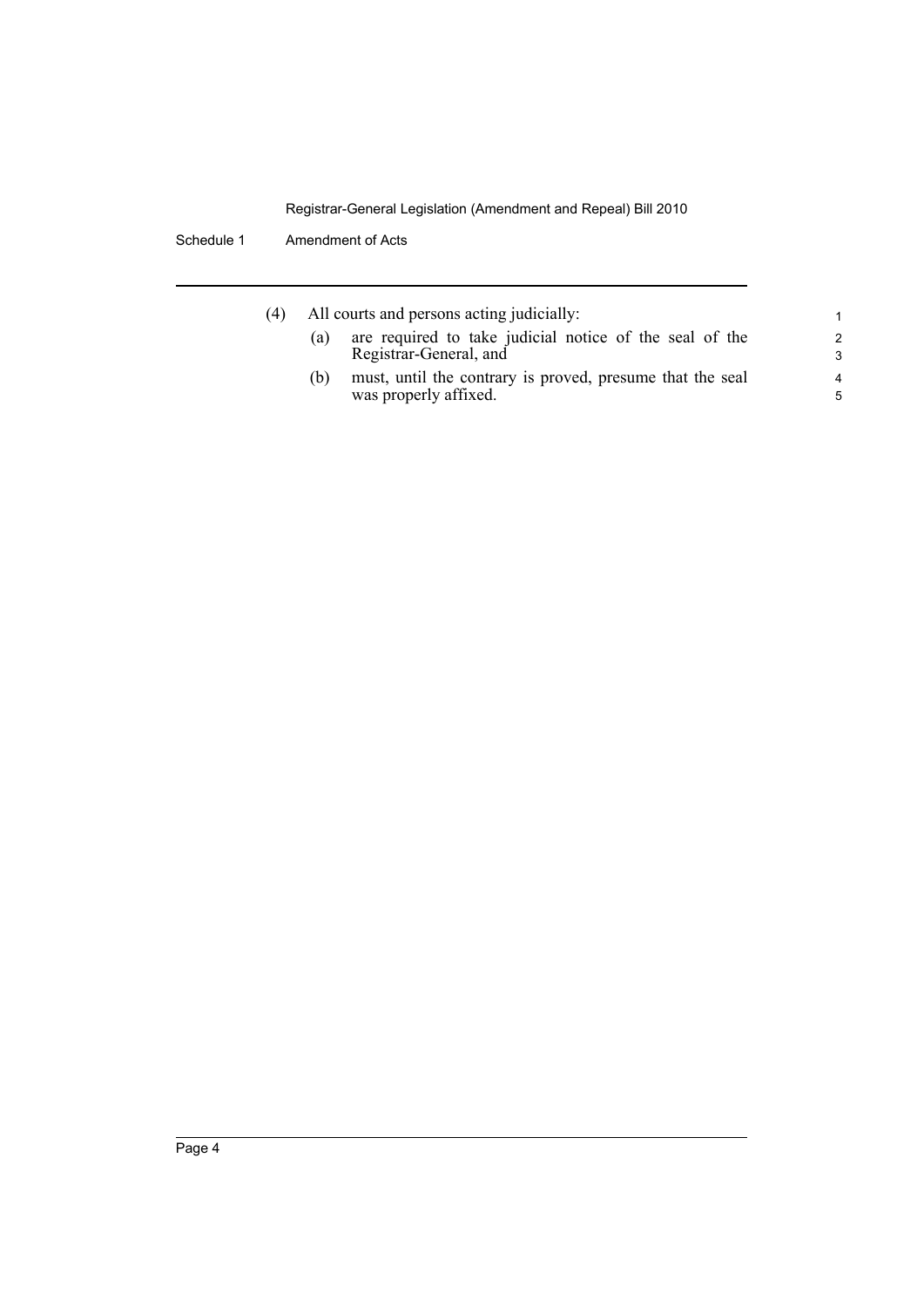(4) All courts and persons acting judicially:

  (a) are required to take judicial notice of the seal of the Registrar-General, and

  (b) must, until the contrary is proved, presume that the seal was properly affixed.